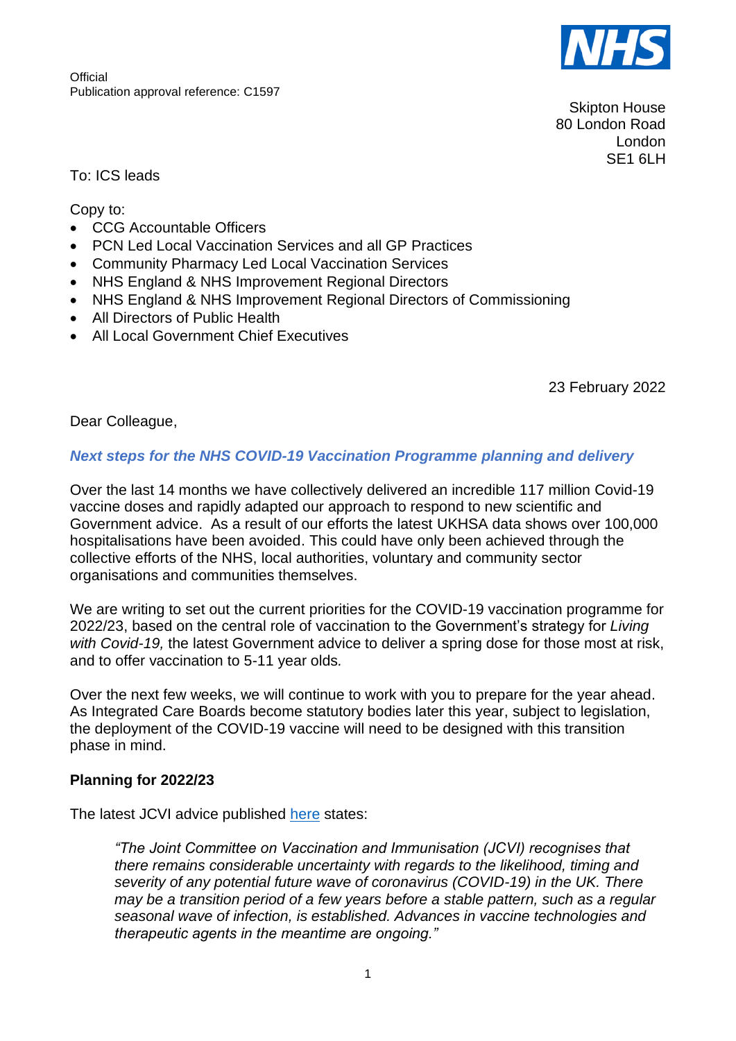Official
Publication approval reference: C1597

Skipton House
80 London Road
London
SE1 6LH

To: ICS leads

Copy to:

- CCG Accountable Officers
- PCN Led Local Vaccination Services and all GP Practices
- Community Pharmacy Led Local Vaccination Services
- NHS England & NHS Improvement Regional Directors
- NHS England & NHS Improvement Regional Directors of Commissioning
- All Directors of Public Health
- All Local Government Chief Executives

23 February 2022

Dear Colleague,

## *Next steps for the NHS COVID-19 Vaccination Programme planning and delivery*

Over the last 14 months we have collectively delivered an incredible 117 million Covid-19 vaccine doses and rapidly adapted our approach to respond to new scientific and Government advice. As a result of our efforts the latest UKHSA data shows over 100,000 hospitalisations have been avoided. This could have only been achieved through the collective efforts of the NHS, local authorities, voluntary and community sector organisations and communities themselves.

We are writing to set out the current priorities for the COVID-19 vaccination programme for 2022/23, based on the central role of vaccination to the Government's strategy for *Living with Covid-19,* the latest Government advice to deliver a spring dose for those most at risk, and to offer vaccination to 5-11 year olds.

Over the next few weeks, we will continue to work with you to prepare for the year ahead. As Integrated Care Boards become statutory bodies later this year, subject to legislation, the deployment of the COVID-19 vaccine will need to be designed with this transition phase in mind.

### Planning for 2022/23

The latest JCVI advice published [here](#) states:

> *"The Joint Committee on Vaccination and Immunisation (JCVI) recognises that there remains considerable uncertainty with regards to the likelihood, timing and severity of any potential future wave of coronavirus (COVID-19) in the UK. There may be a transition period of a few years before a stable pattern, such as a regular seasonal wave of infection, is established. Advances in vaccine technologies and therapeutic agents in the meantime are ongoing."*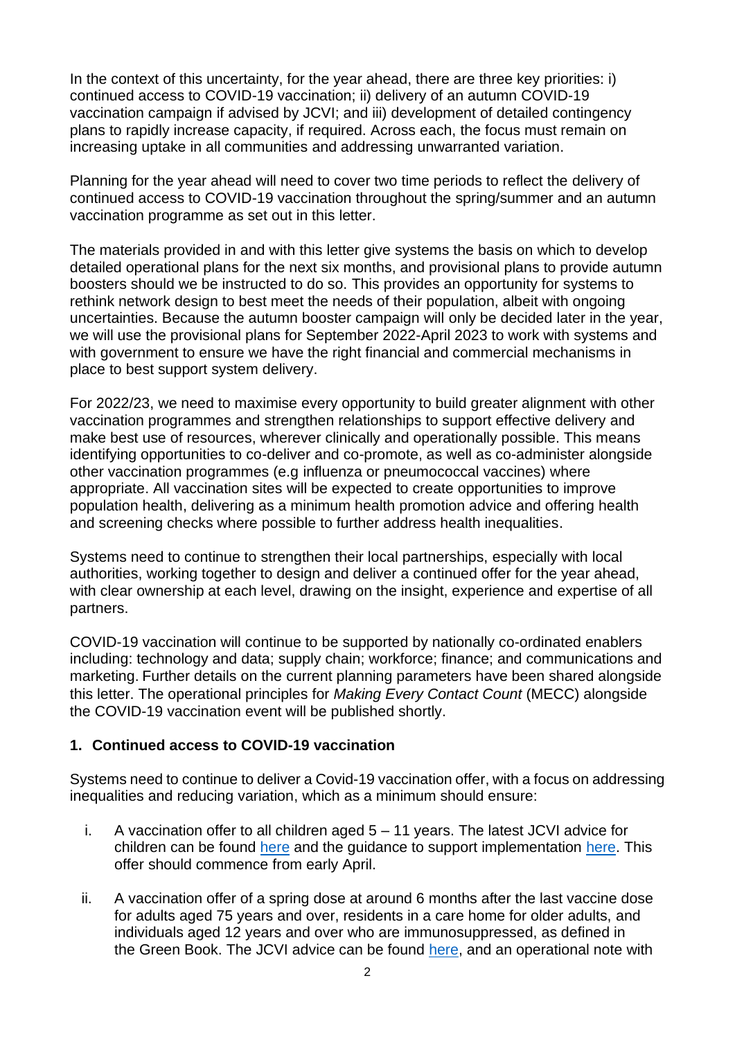In the context of this uncertainty, for the year ahead, there are three key priorities: i) continued access to COVID-19 vaccination; ii) delivery of an autumn COVID-19 vaccination campaign if advised by JCVI; and iii) development of detailed contingency plans to rapidly increase capacity, if required. Across each, the focus must remain on increasing uptake in all communities and addressing unwarranted variation.

Planning for the year ahead will need to cover two time periods to reflect the delivery of continued access to COVID-19 vaccination throughout the spring/summer and an autumn vaccination programme as set out in this letter.

The materials provided in and with this letter give systems the basis on which to develop detailed operational plans for the next six months, and provisional plans to provide autumn boosters should we be instructed to do so. This provides an opportunity for systems to rethink network design to best meet the needs of their population, albeit with ongoing uncertainties. Because the autumn booster campaign will only be decided later in the year, we will use the provisional plans for September 2022-April 2023 to work with systems and with government to ensure we have the right financial and commercial mechanisms in place to best support system delivery.

For 2022/23, we need to maximise every opportunity to build greater alignment with other vaccination programmes and strengthen relationships to support effective delivery and make best use of resources, wherever clinically and operationally possible. This means identifying opportunities to co-deliver and co-promote, as well as co-administer alongside other vaccination programmes (e.g influenza or pneumococcal vaccines) where appropriate. All vaccination sites will be expected to create opportunities to improve population health, delivering as a minimum health promotion advice and offering health and screening checks where possible to further address health inequalities.

Systems need to continue to strengthen their local partnerships, especially with local authorities, working together to design and deliver a continued offer for the year ahead, with clear ownership at each level, drawing on the insight, experience and expertise of all partners.

COVID-19 vaccination will continue to be supported by nationally co-ordinated enablers including: technology and data; supply chain; workforce; finance; and communications and marketing. Further details on the current planning parameters have been shared alongside this letter. The operational principles for *Making Every Contact Count* (MECC) alongside the COVID-19 vaccination event will be published shortly.

## 1. Continued access to COVID-19 vaccination

Systems need to continue to deliver a Covid-19 vaccination offer, with a focus on addressing inequalities and reducing variation, which as a minimum should ensure:

i. A vaccination offer to all children aged 5 – 11 years. The latest JCVI advice for children can be found [here](#) and the guidance to support implementation [here](#). This offer should commence from early April.

ii. A vaccination offer of a spring dose at around 6 months after the last vaccine dose for adults aged 75 years and over, residents in a care home for older adults, and individuals aged 12 years and over who are immunosuppressed, as defined in the Green Book. The JCVI advice can be found [here](#), and an operational note with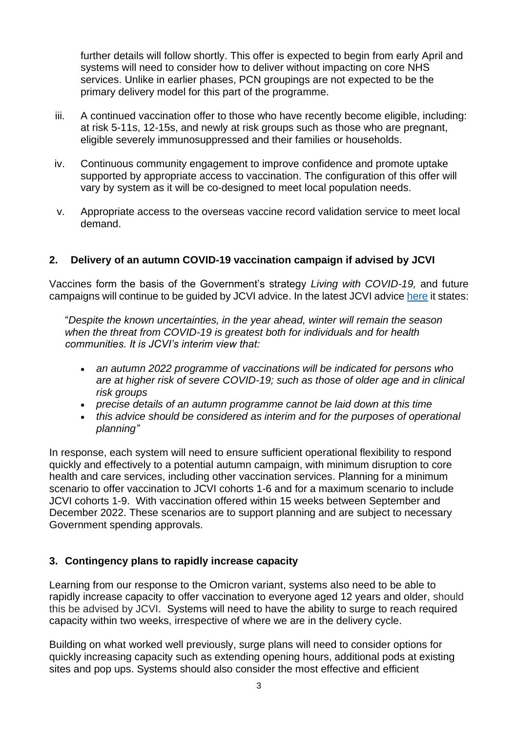further details will follow shortly. This offer is expected to begin from early April and systems will need to consider how to deliver without impacting on core NHS services. Unlike in earlier phases, PCN groupings are not expected to be the primary delivery model for this part of the programme.

iii. A continued vaccination offer to those who have recently become eligible, including: at risk 5-11s, 12-15s, and newly at risk groups such as those who are pregnant, eligible severely immunosuppressed and their families or households.

iv. Continuous community engagement to improve confidence and promote uptake supported by appropriate access to vaccination. The configuration of this offer will vary by system as it will be co-designed to meet local population needs.

v. Appropriate access to the overseas vaccine record validation service to meet local demand.

## 2. Delivery of an autumn COVID-19 vaccination campaign if advised by JCVI

Vaccines form the basis of the Government's strategy *Living with COVID-19,* and future campaigns will continue to be guided by JCVI advice. In the latest JCVI advice here it states:

"*Despite the known uncertainties, in the year ahead, winter will remain the season when the threat from COVID-19 is greatest both for individuals and for health communities. It is JCVI's interim view that:*

- *an autumn 2022 programme of vaccinations will be indicated for persons who are at higher risk of severe COVID-19; such as those of older age and in clinical risk groups*
- *precise details of an autumn programme cannot be laid down at this time*
- *this advice should be considered as interim and for the purposes of operational planning"*

In response, each system will need to ensure sufficient operational flexibility to respond quickly and effectively to a potential autumn campaign, with minimum disruption to core health and care services, including other vaccination services. Planning for a minimum scenario to offer vaccination to JCVI cohorts 1-6 and for a maximum scenario to include JCVI cohorts 1-9. With vaccination offered within 15 weeks between September and December 2022. These scenarios are to support planning and are subject to necessary Government spending approvals.

## 3. Contingency plans to rapidly increase capacity

Learning from our response to the Omicron variant, systems also need to be able to rapidly increase capacity to offer vaccination to everyone aged 12 years and older, should this be advised by JCVI. Systems will need to have the ability to surge to reach required capacity within two weeks, irrespective of where we are in the delivery cycle.

Building on what worked well previously, surge plans will need to consider options for quickly increasing capacity such as extending opening hours, additional pods at existing sites and pop ups. Systems should also consider the most effective and efficient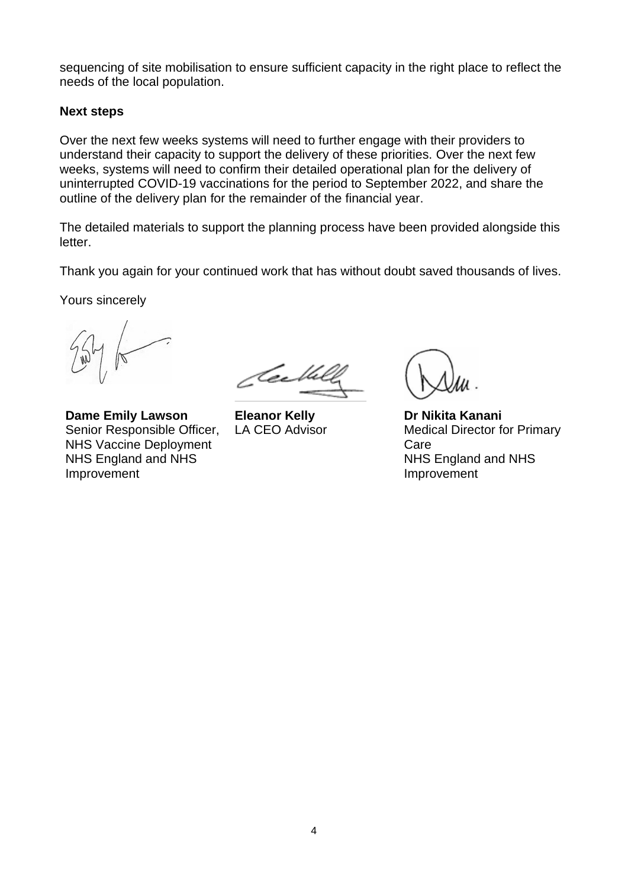sequencing of site mobilisation to ensure sufficient capacity in the right place to reflect the needs of the local population.

**Next steps**

Over the next few weeks systems will need to further engage with their providers to understand their capacity to support the delivery of these priorities. Over the next few weeks, systems will need to confirm their detailed operational plan for the delivery of uninterrupted COVID-19 vaccinations for the period to September 2022, and share the outline of the delivery plan for the remainder of the financial year.

The detailed materials to support the planning process have been provided alongside this letter.

Thank you again for your continued work that has without doubt saved thousands of lives.

Yours sincerely

**Dame Emily Lawson**
Senior Responsible Officer, NHS Vaccine Deployment
NHS England and NHS Improvement

**Eleanor Kelly**
LA CEO Advisor

**Dr Nikita Kanani**
Medical Director for Primary Care
NHS England and NHS Improvement